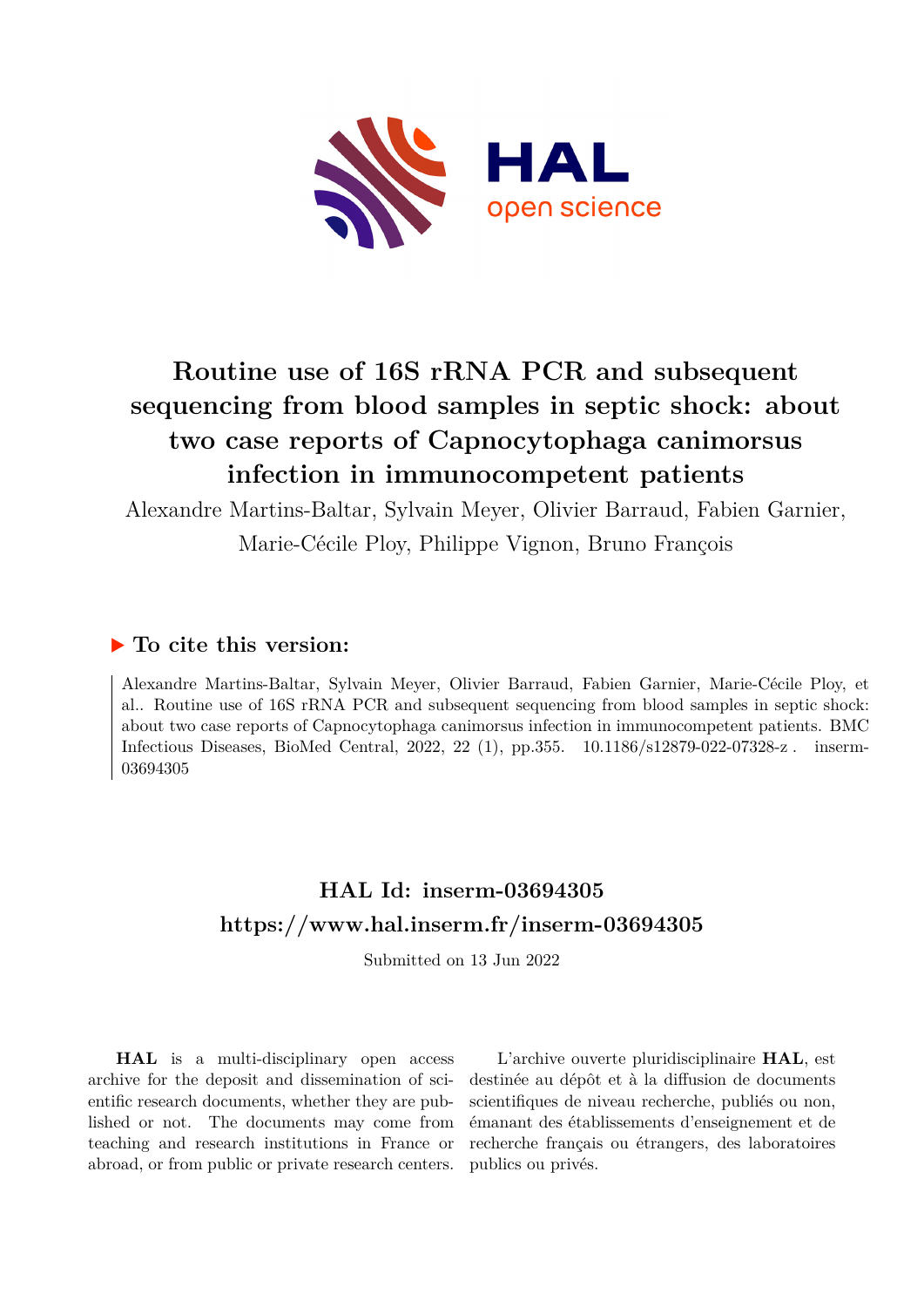# Routine use of 16S rRNA PCR and subsequent sequencing from blood samples in septic shock: about two case reports of Capnocytophaga canimorsus infection in immunocompetent patients

Alexandre Martins-Baltar, Sylvain Meyer, Olivier Barraud, Fabien Garnier, Marie-Cécile Ploy, Philippe Vignon, Bruno François

## ▶ To cite this version:

Alexandre Martins-Baltar, Sylvain Meyer, Olivier Barraud, Fabien Garnier, Marie-Cécile Ploy, et al.. Routine use of 16S rRNA PCR and subsequent sequencing from blood samples in septic shock: about two case reports of Capnocytophaga canimorsus infection in immunocompetent patients. BMC Infectious Diseases, BioMed Central, 2022, 22 (1), pp.355. 10.1186/s12879-022-07328-z . inserm-03694305

## HAL Id: inserm-03694305

## https://www.hal.inserm.fr/inserm-03694305

Submitted on 13 Jun 2022

**HAL** is a multi-disciplinary open access archive for the deposit and dissemination of scientific research documents, whether they are published or not. The documents may come from teaching and research institutions in France or abroad, or from public or private research centers.

L'archive ouverte pluridisciplinaire **HAL**, est destinée au dépôt et à la diffusion de documents scientifiques de niveau recherche, publiés ou non, émanant des établissements d'enseignement et de recherche français ou étrangers, des laboratoires publics ou privés.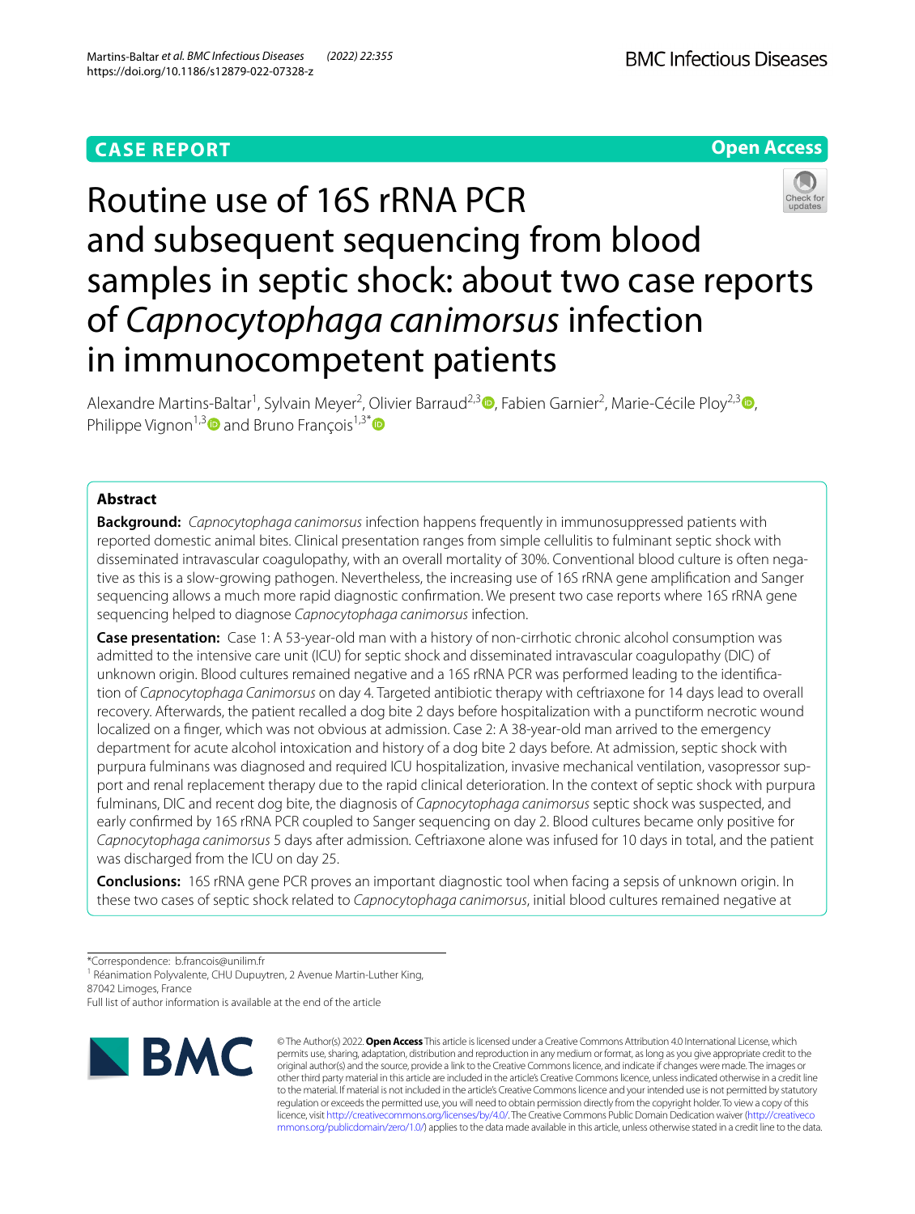## CASE REPORT

# Routine use of 16S rRNA PCR and subsequent sequencing from blood samples in septic shock: about two case reports of *Capnocytophaga canimorsus* infection in immunocompetent patients

Alexandre Martins-Baltar[1], Sylvain Meyer[2], Olivier Barraud[2,3], Fabien Garnier[2], Marie-Cécile Ploy[2,3], Philippe Vignon[1,3] and Bruno François[1,3*]

## Abstract

**Background:** *Capnocytophaga canimorsus* infection happens frequently in immunosuppressed patients with reported domestic animal bites. Clinical presentation ranges from simple cellulitis to fulminant septic shock with disseminated intravascular coagulopathy, with an overall mortality of 30%. Conventional blood culture is often negative as this is a slow-growing pathogen. Nevertheless, the increasing use of 16S rRNA gene amplification and Sanger sequencing allows a much more rapid diagnostic confirmation. We present two case reports where 16S rRNA gene sequencing helped to diagnose *Capnocytophaga canimorsus* infection.

**Case presentation:** Case 1: A 53-year-old man with a history of non-cirrhotic chronic alcohol consumption was admitted to the intensive care unit (ICU) for septic shock and disseminated intravascular coagulopathy (DIC) of unknown origin. Blood cultures remained negative and a 16S rRNA PCR was performed leading to the identification of *Capnocytophaga Canimorsus* on day 4. Targeted antibiotic therapy with ceftriaxone for 14 days lead to overall recovery. Afterwards, the patient recalled a dog bite 2 days before hospitalization with a punctiform necrotic wound localized on a finger, which was not obvious at admission. Case 2: A 38-year-old man arrived to the emergency department for acute alcohol intoxication and history of a dog bite 2 days before. At admission, septic shock with purpura fulminans was diagnosed and required ICU hospitalization, invasive mechanical ventilation, vasopressor support and renal replacement therapy due to the rapid clinical deterioration. In the context of septic shock with purpura fulminans, DIC and recent dog bite, the diagnosis of *Capnocytophaga canimorsus* septic shock was suspected, and early confirmed by 16S rRNA PCR coupled to Sanger sequencing on day 2. Blood cultures became only positive for *Capnocytophaga canimorsus* 5 days after admission. Ceftriaxone alone was infused for 10 days in total, and the patient was discharged from the ICU on day 25.

**Conclusions:** 16S rRNA gene PCR proves an important diagnostic tool when facing a sepsis of unknown origin. In these two cases of septic shock related to *Capnocytophaga canimorsus*, initial blood cultures remained negative at

*Correspondence: b.francois@unilim.fr

[1] Réanimation Polyvalente, CHU Dupuytren, 2 Avenue Martin-Luther King, 87042 Limoges, France

Full list of author information is available at the end of the article

© The Author(s) 2022. **Open Access** This article is licensed under a Creative Commons Attribution 4.0 International License, which permits use, sharing, adaptation, distribution and reproduction in any medium or format, as long as you give appropriate credit to the original author(s) and the source, provide a link to the Creative Commons licence, and indicate if changes were made. The images or other third party material in this article are included in the article's Creative Commons licence, unless indicated otherwise in a credit line to the material. If material is not included in the article's Creative Commons licence and your intended use is not permitted by statutory regulation or exceeds the permitted use, you will need to obtain permission directly from the copyright holder. To view a copy of this licence, visit http://creativecommons.org/licenses/by/4.0/. The Creative Commons Public Domain Dedication waiver (http://creativecommons.org/publicdomain/zero/1.0/) applies to the data made available in this article, unless otherwise stated in a credit line to the data.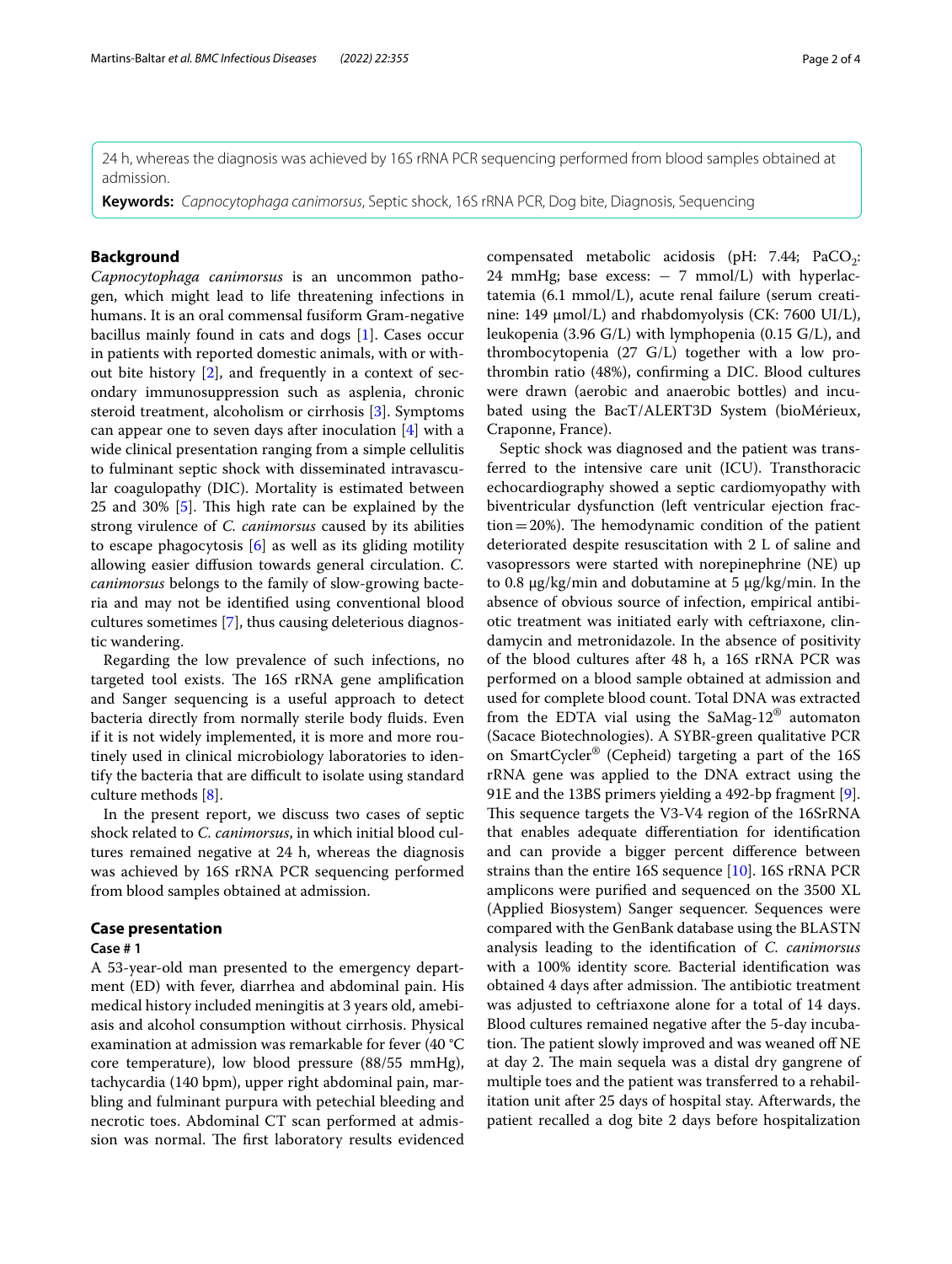24 h, whereas the diagnosis was achieved by 16S rRNA PCR sequencing performed from blood samples obtained at admission.

**Keywords:** *Capnocytophaga canimorsus*, Septic shock, 16S rRNA PCR, Dog bite, Diagnosis, Sequencing

## Background

*Capnocytophaga canimorsus* is an uncommon pathogen, which might lead to life threatening infections in humans. It is an oral commensal fusiform Gram-negative bacillus mainly found in cats and dogs [1]. Cases occur in patients with reported domestic animals, with or without bite history [2], and frequently in a context of secondary immunosuppression such as asplenia, chronic steroid treatment, alcoholism or cirrhosis [3]. Symptoms can appear one to seven days after inoculation [4] with a wide clinical presentation ranging from a simple cellulitis to fulminant septic shock with disseminated intravascular coagulopathy (DIC). Mortality is estimated between 25 and 30% [5]. This high rate can be explained by the strong virulence of *C. canimorsus* caused by its abilities to escape phagocytosis [6] as well as its gliding motility allowing easier diffusion towards general circulation. *C. canimorsus* belongs to the family of slow-growing bacteria and may not be identified using conventional blood cultures sometimes [7], thus causing deleterious diagnostic wandering.

Regarding the low prevalence of such infections, no targeted tool exists. The 16S rRNA gene amplification and Sanger sequencing is a useful approach to detect bacteria directly from normally sterile body fluids. Even if it is not widely implemented, it is more and more routinely used in clinical microbiology laboratories to identify the bacteria that are difficult to isolate using standard culture methods [8].

In the present report, we discuss two cases of septic shock related to *C. canimorsus*, in which initial blood cultures remained negative at 24 h, whereas the diagnosis was achieved by 16S rRNA PCR sequencing performed from blood samples obtained at admission.

## Case presentation

### Case # 1

A 53-year-old man presented to the emergency department (ED) with fever, diarrhea and abdominal pain. His medical history included meningitis at 3 years old, amebiasis and alcohol consumption without cirrhosis. Physical examination at admission was remarkable for fever (40 °C core temperature), low blood pressure (88/55 mmHg), tachycardia (140 bpm), upper right abdominal pain, marbling and fulminant purpura with petechial bleeding and necrotic toes. Abdominal CT scan performed at admission was normal. The first laboratory results evidenced compensated metabolic acidosis (pH: 7.44; $PaCO_2$: 24 mmHg; base excess: − 7 mmol/L) with hyperlactatemia (6.1 mmol/L), acute renal failure (serum creatinine: 149 µmol/L) and rhabdomyolysis (CK: 7600 UI/L), leukopenia (3.96 G/L) with lymphopenia (0.15 G/L), and thrombocytopenia (27 G/L) together with a low prothrombin ratio (48%), confirming a DIC. Blood cultures were drawn (aerobic and anaerobic bottles) and incubated using the BacT/ALERT3D System (bioMérieux, Craponne, France).

Septic shock was diagnosed and the patient was transferred to the intensive care unit (ICU). Transthoracic echocardiography showed a septic cardiomyopathy with biventricular dysfunction (left ventricular ejection fraction = 20%). The hemodynamic condition of the patient deteriorated despite resuscitation with 2 L of saline and vasopressors were started with norepinephrine (NE) up to 0.8 µg/kg/min and dobutamine at 5 µg/kg/min. In the absence of obvious source of infection, empirical antibiotic treatment was initiated early with ceftriaxone, clindamycin and metronidazole. In the absence of positivity of the blood cultures after 48 h, a 16S rRNA PCR was performed on a blood sample obtained at admission and used for complete blood count. Total DNA was extracted from the EDTA vial using the SaMag-12® automaton (Sacace Biotechnologies). A SYBR-green qualitative PCR on SmartCycler® (Cepheid) targeting a part of the 16S rRNA gene was applied to the DNA extract using the 91E and the 13BS primers yielding a 492-bp fragment [9]. This sequence targets the V3-V4 region of the 16SrRNA that enables adequate differentiation for identification and can provide a bigger percent difference between strains than the entire 16S sequence [10]. 16S rRNA PCR amplicons were purified and sequenced on the 3500 XL (Applied Biosystem) Sanger sequencer. Sequences were compared with the GenBank database using the BLASTN analysis leading to the identification of *C. canimorsus* with a 100% identity score. Bacterial identification was obtained 4 days after admission. The antibiotic treatment was adjusted to ceftriaxone alone for a total of 14 days. Blood cultures remained negative after the 5-day incubation. The patient slowly improved and was weaned off NE at day 2. The main sequela was a distal dry gangrene of multiple toes and the patient was transferred to a rehabilitation unit after 25 days of hospital stay. Afterwards, the patient recalled a dog bite 2 days before hospitalization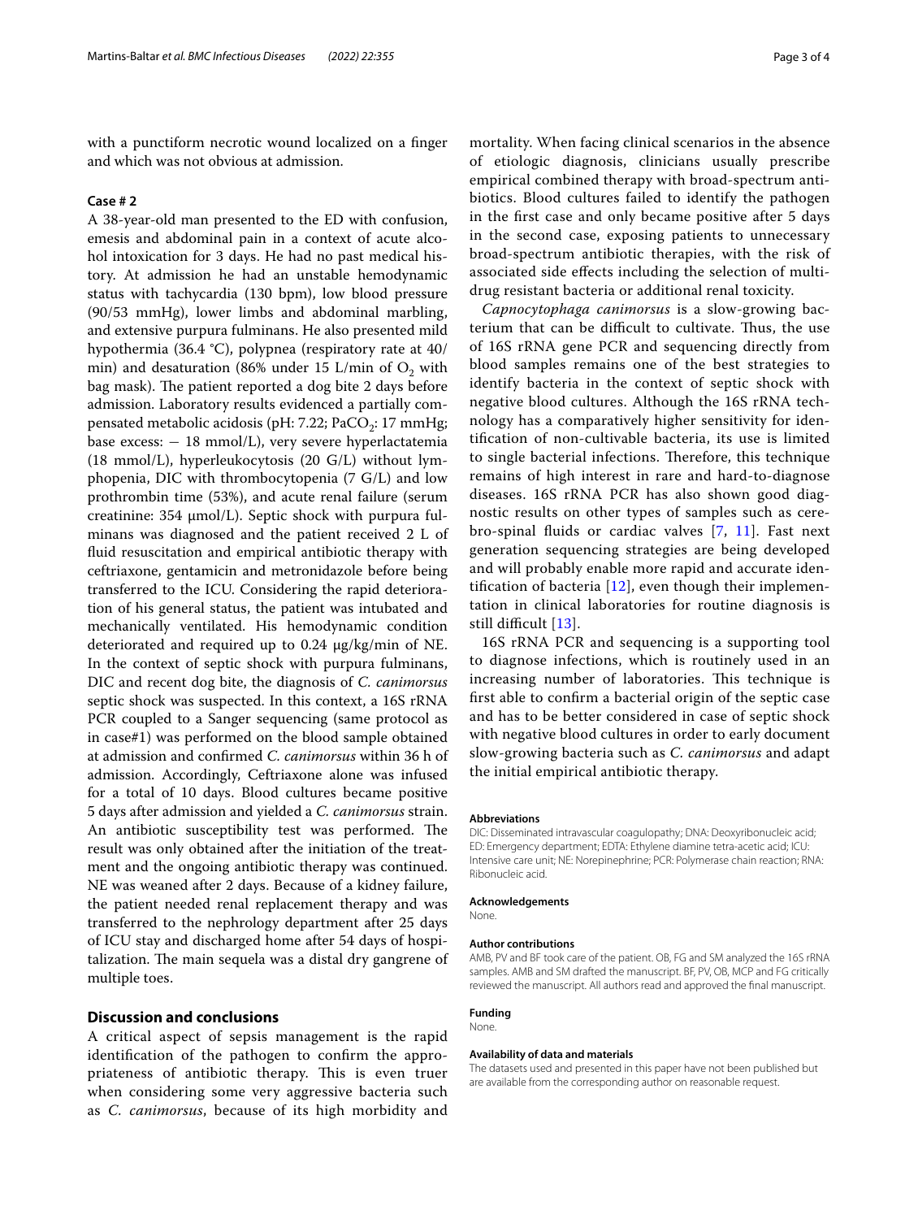with a punctiform necrotic wound localized on a finger and which was not obvious at admission.

### Case # 2

A 38-year-old man presented to the ED with confusion, emesis and abdominal pain in a context of acute alcohol intoxication for 3 days. He had no past medical history. At admission he had an unstable hemodynamic status with tachycardia (130 bpm), low blood pressure (90/53 mmHg), lower limbs and abdominal marbling, and extensive purpura fulminans. He also presented mild hypothermia (36.4 °C), polypnea (respiratory rate at 40/min) and desaturation (86% under 15 L/min of $O_2$ with bag mask). The patient reported a dog bite 2 days before admission. Laboratory results evidenced a partially compensated metabolic acidosis (pH: 7.22; $PaCO_2$: 17 mmHg; base excess: − 18 mmol/L), very severe hyperlactatemia (18 mmol/L), hyperleukocytosis (20 G/L) without lymphopenia, DIC with thrombocytopenia (7 G/L) and low prothrombin time (53%), and acute renal failure (serum creatinine: 354 µmol/L). Septic shock with purpura fulminans was diagnosed and the patient received 2 L of fluid resuscitation and empirical antibiotic therapy with ceftriaxone, gentamicin and metronidazole before being transferred to the ICU. Considering the rapid deterioration of his general status, the patient was intubated and mechanically ventilated. His hemodynamic condition deteriorated and required up to 0.24 µg/kg/min of NE. In the context of septic shock with purpura fulminans, DIC and recent dog bite, the diagnosis of *C. canimorsus* septic shock was suspected. In this context, a 16S rRNA PCR coupled to a Sanger sequencing (same protocol as in case#1) was performed on the blood sample obtained at admission and confirmed *C. canimorsus* within 36 h of admission. Accordingly, Ceftriaxone alone was infused for a total of 10 days. Blood cultures became positive 5 days after admission and yielded a *C. canimorsus* strain. An antibiotic susceptibility test was performed. The result was only obtained after the initiation of the treatment and the ongoing antibiotic therapy was continued. NE was weaned after 2 days. Because of a kidney failure, the patient needed renal replacement therapy and was transferred to the nephrology department after 25 days of ICU stay and discharged home after 54 days of hospitalization. The main sequela was a distal dry gangrene of multiple toes.

## Discussion and conclusions

A critical aspect of sepsis management is the rapid identification of the pathogen to confirm the appropriateness of antibiotic therapy. This is even truer when considering some very aggressive bacteria such as *C. canimorsus*, because of its high morbidity and mortality. When facing clinical scenarios in the absence of etiologic diagnosis, clinicians usually prescribe empirical combined therapy with broad-spectrum antibiotics. Blood cultures failed to identify the pathogen in the first case and only became positive after 5 days in the second case, exposing patients to unnecessary broad-spectrum antibiotic therapies, with the risk of associated side effects including the selection of multidrug resistant bacteria or additional renal toxicity.

*Capnocytophaga canimorsus* is a slow-growing bacterium that can be difficult to cultivate. Thus, the use of 16S rRNA gene PCR and sequencing directly from blood samples remains one of the best strategies to identify bacteria in the context of septic shock with negative blood cultures. Although the 16S rRNA technology has a comparatively higher sensitivity for identification of non-cultivable bacteria, its use is limited to single bacterial infections. Therefore, this technique remains of high interest in rare and hard-to-diagnose diseases. 16S rRNA PCR has also shown good diagnostic results on other types of samples such as cerebro-spinal fluids or cardiac valves [7, 11]. Fast next generation sequencing strategies are being developed and will probably enable more rapid and accurate identification of bacteria [12], even though their implementation in clinical laboratories for routine diagnosis is still difficult [13].

16S rRNA PCR and sequencing is a supporting tool to diagnose infections, which is routinely used in an increasing number of laboratories. This technique is first able to confirm a bacterial origin of the septic case and has to be better considered in case of septic shock with negative blood cultures in order to early document slow-growing bacteria such as *C. canimorsus* and adapt the initial empirical antibiotic therapy.

#### Abbreviations

DIC: Disseminated intravascular coagulopathy; DNA: Deoxyribonucleic acid; ED: Emergency department; EDTA: Ethylene diamine tetra-acetic acid; ICU: Intensive care unit; NE: Norepinephrine; PCR: Polymerase chain reaction; RNA: Ribonucleic acid.

#### Acknowledgements

None.

#### Author contributions

AMB, PV and BF took care of the patient. OB, FG and SM analyzed the 16S rRNA samples. AMB and SM drafted the manuscript. BF, PV, OB, MCP and FG critically reviewed the manuscript. All authors read and approved the final manuscript.

#### Funding

None.

#### Availability of data and materials

The datasets used and presented in this paper have not been published but are available from the corresponding author on reasonable request.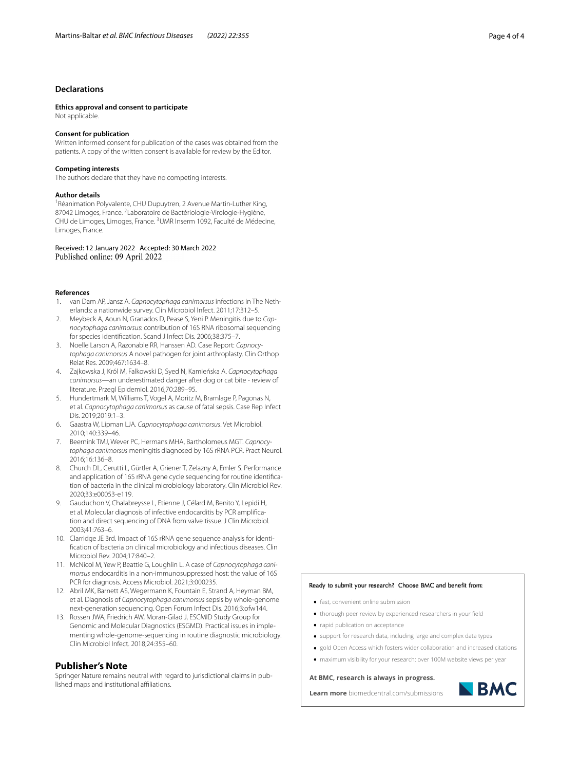## Declarations

### Ethics approval and consent to participate

Not applicable.

### Consent for publication

Written informed consent for publication of the cases was obtained from the patients. A copy of the written consent is available for review by the Editor.

### Competing interests

The authors declare that they have no competing interests.

### Author details

[1]Réanimation Polyvalente, CHU Dupuytren, 2 Avenue Martin-Luther King, 87042 Limoges, France. [2]Laboratoire de Bactériologie-Virologie-Hygiène, CHU de Limoges, Limoges, France. [3]UMR Inserm 1092, Faculté de Médecine, Limoges, France.

Received: 12 January 2022 Accepted: 30 March 2022
Published online: 09 April 2022

### References

1. van Dam AP, Jansz A. *Capnocytophaga canimorsus* infections in The Netherlands: a nationwide survey. Clin Microbiol Infect. 2011;17:312–5.
2. Meybeck A, Aoun N, Granados D, Pease S, Yeni P. Meningitis due to *Capnocytophaga canimorsus*: contribution of 16S RNA ribosomal sequencing for species identification. Scand J Infect Dis. 2006;38:375–7.
3. Noelle Larson A, Razonable RR, Hanssen AD. Case Report: *Capnocytophaga canimorsus* A novel pathogen for joint arthroplasty. Clin Orthop Relat Res. 2009;467:1634–8.
4. Zajkowska J, Król M, Falkowski D, Syed N, Kamieńska A. *Capnocytophaga canimorsus*—an underestimated danger after dog or cat bite - review of literature. Przegl Epidemiol. 2016;70:289–95.
5. Hundertmark M, Williams T, Vogel A, Moritz M, Bramlage P, Pagonas N, et al. *Capnocytophaga canimorsus* as cause of fatal sepsis. Case Rep Infect Dis. 2019;2019:1–3.
6. Gaastra W, Lipman LJA. *Capnocytophaga canimorsus*. Vet Microbiol. 2010;140:339–46.
7. Beernink TMJ, Wever PC, Hermans MHA, Bartholomeus MGT. *Capnocytophaga canimorsus* meningitis diagnosed by 16S rRNA PCR. Pract Neurol. 2016;16:136–8.
8. Church DL, Cerutti L, Gürtler A, Griener T, Zelazny A, Emler S. Performance and application of 16S rRNA gene cycle sequencing for routine identification of bacteria in the clinical microbiology laboratory. Clin Microbiol Rev. 2020;33:e00053-e119.
9. Gauduchon V, Chalabreysse L, Etienne J, Célard M, Benito Y, Lepidi H, et al. Molecular diagnosis of infective endocarditis by PCR amplification and direct sequencing of DNA from valve tissue. J Clin Microbiol. 2003;41:763–6.
10. Clarridge JE 3rd. Impact of 16S rRNA gene sequence analysis for identification of bacteria on clinical microbiology and infectious diseases. Clin Microbiol Rev. 2004;17:840–2.
11. McNicol M, Yew P, Beattie G, Loughlin L. A case of *Capnocytophaga canimorsus* endocarditis in a non-immunosuppressed host: the value of 16S PCR for diagnosis. Access Microbiol. 2021;3:000235.
12. Abril MK, Barnett AS, Wegermann K, Fountain E, Strand A, Heyman BM, et al. Diagnosis of *Capnocytophaga canimorsus* sepsis by whole-genome next-generation sequencing. Open Forum Infect Dis. 2016;3:ofw144.
13. Rossen JWA, Friedrich AW, Moran-Gilad J, ESCMID Study Group for Genomic and Molecular Diagnostics (ESGMD). Practical issues in implementing whole-genome-sequencing in routine diagnostic microbiology. Clin Microbiol Infect. 2018;24:355–60.

## Publisher's Note

Springer Nature remains neutral with regard to jurisdictional claims in published maps and institutional affiliations.

Ready to submit your research? Choose BMC and benefit from:

- fast, convenient online submission
- thorough peer review by experienced researchers in your field
- rapid publication on acceptance
- support for research data, including large and complex data types
- gold Open Access which fosters wider collaboration and increased citations
- maximum visibility for your research: over 100M website views per year

**At BMC, research is always in progress.**

**Learn more** biomedcentral.com/submissions

BMC